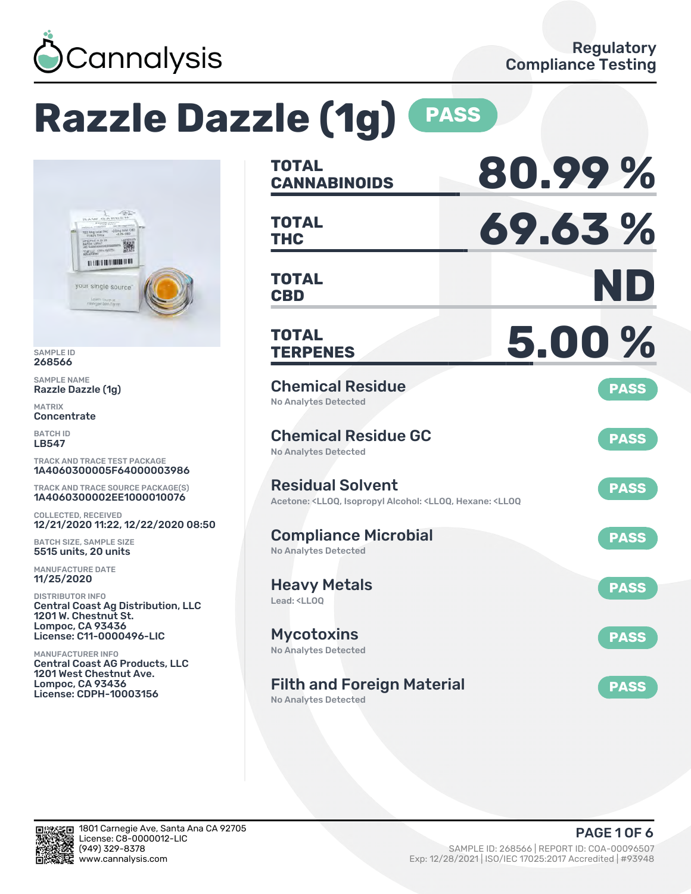Cannalysis

Regulatory Compliance Testing

# Razzle Dazzle (1g) PASS

SAMPLE ID
268566

SAMPLE NAME
Razzle Dazzle (1g)

MATRIX
Concentrate

BATCH ID
LB547

TRACK AND TRACE TEST PACKAGE
1A4060300005F64000003986

TRACK AND TRACE SOURCE PACKAGE(S)
1A4060300002EE1000010076

COLLECTED, RECEIVED
12/21/2020 11:22, 12/22/2020 08:50

BATCH SIZE, SAMPLE SIZE
5515 units, 20 units

MANUFACTURE DATE
11/25/2020

DISTRIBUTOR INFO
Central Coast Ag Distribution, LLC
1201 W. Chestnut St.
Lompoc, CA 93436
License: C11-0000496-LIC

MANUFACTURER INFO
Central Coast AG Products, LLC
1201 West Chestnut Ave.
Lompoc, CA 93436
License: CDPH-10003156

| | |
|---|---|
| **TOTAL CANNABINOIDS** | **80.99 %** |
| **TOTAL THC** | **69.63 %** |
| **TOTAL CBD** | **ND** |
| **TOTAL TERPENES** | **5.00 %** |

| Test | Result | Status |
|---|---|---|
| Chemical Residue | No Analytes Detected | PASS |
| Chemical Residue GC | No Analytes Detected | PASS |
| Residual Solvent | Acetone: <LLOQ, Isopropyl Alcohol: <LLOQ, Hexane: <LLOQ | PASS |
| Compliance Microbial | No Analytes Detected | PASS |
| Heavy Metals | Lead: <LLOQ | PASS |
| Mycotoxins | No Analytes Detected | PASS |
| Filth and Foreign Material | No Analytes Detected | PASS |

1801 Carnegie Ave, Santa Ana CA 92705
License: C8-0000012-LIC
(949) 329-8378
www.cannalysis.com

SAMPLE ID: 268566 | REPORT ID: COA-00096507
Exp: 12/28/2021 | ISO/IEC 17025:2017 Accredited | #93948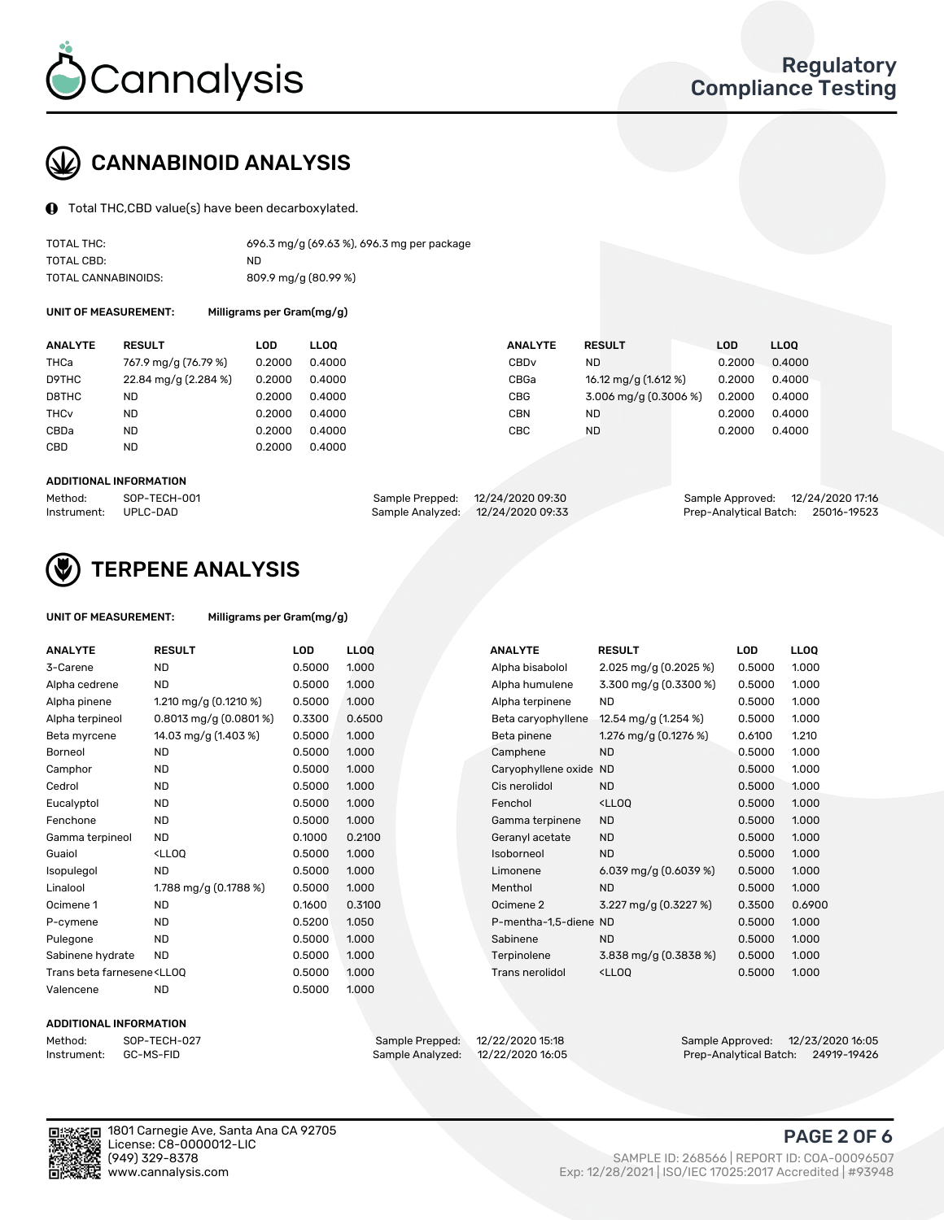# Cannalysis

**Regulatory Compliance Testing**

## CANNABINOID ANALYSIS

Total THC,CBD value(s) have been decarboxylated.

| | |
|---|---|
| TOTAL THC: | 696.3 mg/g (69.63 %), 696.3 mg per package |
| TOTAL CBD: | ND |
| TOTAL CANNABINOIDS: | 809.9 mg/g (80.99 %) |

**UNIT OF MEASUREMENT:** Milligrams per Gram(mg/g)

| ANALYTE | RESULT | LOD | LLOQ | ANALYTE | RESULT | LOD | LLOQ |
|---|---|---|---|---|---|---|---|
| THCa | 767.9 mg/g (76.79 %) | 0.2000 | 0.4000 | CBDv | ND | 0.2000 | 0.4000 |
| D9THC | 22.84 mg/g (2.284 %) | 0.2000 | 0.4000 | CBGa | 16.12 mg/g (1.612 %) | 0.2000 | 0.4000 |
| D8THC | ND | 0.2000 | 0.4000 | CBG | 3.006 mg/g (0.3006 %) | 0.2000 | 0.4000 |
| THCv | ND | 0.2000 | 0.4000 | CBN | ND | 0.2000 | 0.4000 |
| CBDa | ND | 0.2000 | 0.4000 | CBC | ND | 0.2000 | 0.4000 |
| CBD | ND | 0.2000 | 0.4000 | | | | |

**ADDITIONAL INFORMATION**

| | | | | | |
|---|---|---|---|---|---|
| Method: | SOP-TECH-001 | Sample Prepped: | 12/24/2020 09:30 | Sample Approved: | 12/24/2020 17:16 |
| Instrument: | UPLC-DAD | Sample Analyzed: | 12/24/2020 09:33 | Prep-Analytical Batch: | 25016-19523 |

## TERPENE ANALYSIS

**UNIT OF MEASUREMENT:** Milligrams per Gram(mg/g)

| ANALYTE | RESULT | LOD | LLOQ | ANALYTE | RESULT | LOD | LLOQ |
|---|---|---|---|---|---|---|---|
| 3-Carene | ND | 0.5000 | 1.000 | Alpha bisabolol | 2.025 mg/g (0.2025 %) | 0.5000 | 1.000 |
| Alpha cedrene | ND | 0.5000 | 1.000 | Alpha humulene | 3.300 mg/g (0.3300 %) | 0.5000 | 1.000 |
| Alpha pinene | 1.210 mg/g (0.1210 %) | 0.5000 | 1.000 | Alpha terpinene | ND | 0.5000 | 1.000 |
| Alpha terpineol | 0.8013 mg/g (0.0801 %) | 0.3300 | 0.6500 | Beta caryophyllene | 12.54 mg/g (1.254 %) | 0.5000 | 1.000 |
| Beta myrcene | 14.03 mg/g (1.403 %) | 0.5000 | 1.000 | Beta pinene | 1.276 mg/g (0.1276 %) | 0.6100 | 1.210 |
| Borneol | ND | 0.5000 | 1.000 | Camphene | ND | 0.5000 | 1.000 |
| Camphor | ND | 0.5000 | 1.000 | Caryophyllene oxide | ND | 0.5000 | 1.000 |
| Cedrol | ND | 0.5000 | 1.000 | Cis nerolidol | ND | 0.5000 | 1.000 |
| Eucalyptol | ND | 0.5000 | 1.000 | Fenchol | <LLOQ | 0.5000 | 1.000 |
| Fenchone | ND | 0.5000 | 1.000 | Gamma terpinene | ND | 0.5000 | 1.000 |
| Gamma terpineol | ND | 0.1000 | 0.2100 | Geranyl acetate | ND | 0.5000 | 1.000 |
| Guaiol | <LLOQ | 0.5000 | 1.000 | Isoborneol | ND | 0.5000 | 1.000 |
| Isopulegol | ND | 0.5000 | 1.000 | Limonene | 6.039 mg/g (0.6039 %) | 0.5000 | 1.000 |
| Linalool | 1.788 mg/g (0.1788 %) | 0.5000 | 1.000 | Menthol | ND | 0.5000 | 1.000 |
| Ocimene 1 | ND | 0.1600 | 0.3100 | Ocimene 2 | 3.227 mg/g (0.3227 %) | 0.3500 | 0.6900 |
| P-cymene | ND | 0.5200 | 1.050 | P-mentha-1,5-diene | ND | 0.5000 | 1.000 |
| Pulegone | ND | 0.5000 | 1.000 | Sabinene | ND | 0.5000 | 1.000 |
| Sabinene hydrate | ND | 0.5000 | 1.000 | Terpinolene | 3.838 mg/g (0.3838 %) | 0.5000 | 1.000 |
| Trans beta farnesene | <LLOQ | 0.5000 | 1.000 | Trans nerolidol | <LLOQ | 0.5000 | 1.000 |
| Valencene | ND | 0.5000 | 1.000 | | | | |

**ADDITIONAL INFORMATION**

| | | | | | |
|---|---|---|---|---|---|
| Method: | SOP-TECH-027 | Sample Prepped: | 12/22/2020 15:18 | Sample Approved: | 12/23/2020 16:05 |
| Instrument: | GC-MS-FID | Sample Analyzed: | 12/22/2020 16:05 | Prep-Analytical Batch: | 24919-19426 |

1801 Carnegie Ave, Santa Ana CA 92705
License: C8-0000012-LIC
(949) 329-8378
www.cannalysis.com

SAMPLE ID: 268566 | REPORT ID: COA-00096507
Exp: 12/28/2021 | ISO/IEC 17025:2017 Accredited | #93948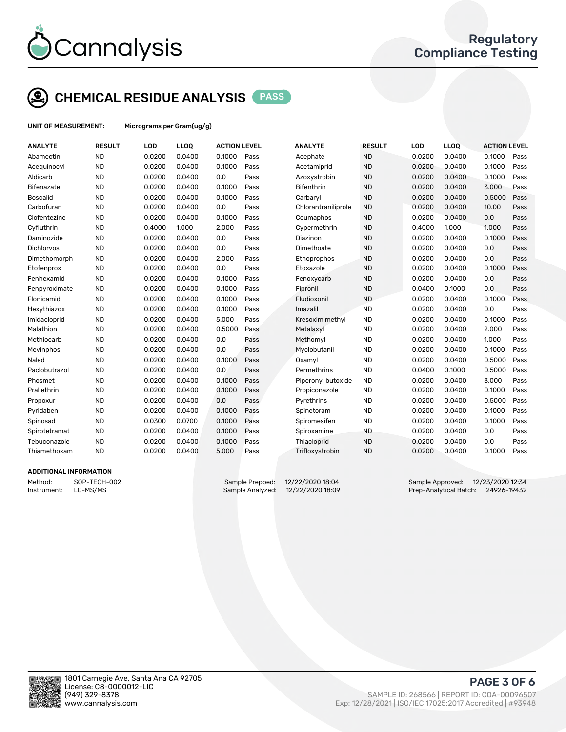Cannalysis

Regulatory Compliance Testing

## CHEMICAL RESIDUE ANALYSIS PASS

**UNIT OF MEASUREMENT:** Micrograms per Gram(ug/g)

| ANALYTE | RESULT | LOD | LLOQ | ACTION LEVEL | | ANALYTE | RESULT | LOD | LLOQ | ACTION LEVEL | |
|---|---|---|---|---|---|---|---|---|---|---|---|
| Abamectin | ND | 0.0200 | 0.0400 | 0.1000 | Pass | Acephate | ND | 0.0200 | 0.0400 | 0.1000 | Pass |
| Acequinocyl | ND | 0.0200 | 0.0400 | 0.1000 | Pass | Acetamiprid | ND | 0.0200 | 0.0400 | 0.1000 | Pass |
| Aldicarb | ND | 0.0200 | 0.0400 | 0.0 | Pass | Azoxystrobin | ND | 0.0200 | 0.0400 | 0.1000 | Pass |
| Bifenazate | ND | 0.0200 | 0.0400 | 0.1000 | Pass | Bifenthrin | ND | 0.0200 | 0.0400 | 3.000 | Pass |
| Boscalid | ND | 0.0200 | 0.0400 | 0.1000 | Pass | Carbaryl | ND | 0.0200 | 0.0400 | 0.5000 | Pass |
| Carbofuran | ND | 0.0200 | 0.0400 | 0.0 | Pass | Chlorantraniliprole | ND | 0.0200 | 0.0400 | 10.00 | Pass |
| Clofentezine | ND | 0.0200 | 0.0400 | 0.1000 | Pass | Coumaphos | ND | 0.0200 | 0.0400 | 0.0 | Pass |
| Cyfluthrin | ND | 0.4000 | 1.000 | 2.000 | Pass | Cypermethrin | ND | 0.4000 | 1.000 | 1.000 | Pass |
| Daminozide | ND | 0.0200 | 0.0400 | 0.0 | Pass | Diazinon | ND | 0.0200 | 0.0400 | 0.1000 | Pass |
| Dichlorvos | ND | 0.0200 | 0.0400 | 0.0 | Pass | Dimethoate | ND | 0.0200 | 0.0400 | 0.0 | Pass |
| Dimethomorph | ND | 0.0200 | 0.0400 | 2.000 | Pass | Ethoprophos | ND | 0.0200 | 0.0400 | 0.0 | Pass |
| Etofenprox | ND | 0.0200 | 0.0400 | 0.0 | Pass | Etoxazole | ND | 0.0200 | 0.0400 | 0.1000 | Pass |
| Fenhexamid | ND | 0.0200 | 0.0400 | 0.1000 | Pass | Fenoxycarb | ND | 0.0200 | 0.0400 | 0.0 | Pass |
| Fenpyroximate | ND | 0.0200 | 0.0400 | 0.1000 | Pass | Fipronil | ND | 0.0400 | 0.1000 | 0.0 | Pass |
| Flonicamid | ND | 0.0200 | 0.0400 | 0.1000 | Pass | Fludioxonil | ND | 0.0200 | 0.0400 | 0.1000 | Pass |
| Hexythiazox | ND | 0.0200 | 0.0400 | 0.1000 | Pass | Imazalil | ND | 0.0200 | 0.0400 | 0.0 | Pass |
| Imidacloprid | ND | 0.0200 | 0.0400 | 5.000 | Pass | Kresoxim methyl | ND | 0.0200 | 0.0400 | 0.1000 | Pass |
| Malathion | ND | 0.0200 | 0.0400 | 0.5000 | Pass | Metalaxyl | ND | 0.0200 | 0.0400 | 2.000 | Pass |
| Methiocarb | ND | 0.0200 | 0.0400 | 0.0 | Pass | Methomyl | ND | 0.0200 | 0.0400 | 1.000 | Pass |
| Mevinphos | ND | 0.0200 | 0.0400 | 0.0 | Pass | Myclobutanil | ND | 0.0200 | 0.0400 | 0.1000 | Pass |
| Naled | ND | 0.0200 | 0.0400 | 0.1000 | Pass | Oxamyl | ND | 0.0200 | 0.0400 | 0.5000 | Pass |
| Paclobutrazol | ND | 0.0200 | 0.0400 | 0.0 | Pass | Permethrins | ND | 0.0400 | 0.1000 | 0.5000 | Pass |
| Phosmet | ND | 0.0200 | 0.0400 | 0.1000 | Pass | Piperonyl butoxide | ND | 0.0200 | 0.0400 | 3.000 | Pass |
| Prallethrin | ND | 0.0200 | 0.0400 | 0.1000 | Pass | Propiconazole | ND | 0.0200 | 0.0400 | 0.1000 | Pass |
| Propoxur | ND | 0.0200 | 0.0400 | 0.0 | Pass | Pyrethrins | ND | 0.0200 | 0.0400 | 0.5000 | Pass |
| Pyridaben | ND | 0.0200 | 0.0400 | 0.1000 | Pass | Spinetoram | ND | 0.0200 | 0.0400 | 0.1000 | Pass |
| Spinosad | ND | 0.0300 | 0.0700 | 0.1000 | Pass | Spiromesifen | ND | 0.0200 | 0.0400 | 0.1000 | Pass |
| Spirotetramat | ND | 0.0200 | 0.0400 | 0.1000 | Pass | Spiroxamine | ND | 0.0200 | 0.0400 | 0.0 | Pass |
| Tebuconazole | ND | 0.0200 | 0.0400 | 0.1000 | Pass | Thiacloprid | ND | 0.0200 | 0.0400 | 0.0 | Pass |
| Thiamethoxam | ND | 0.0200 | 0.0400 | 5.000 | Pass | Trifloxystrobin | ND | 0.0200 | 0.0400 | 0.1000 | Pass |

### ADDITIONAL INFORMATION

Method: SOP-TECH-002
Instrument: LC-MS/MS

Sample Prepped: 12/22/2020 18:04
Sample Analyzed: 12/22/2020 18:09

Sample Approved: 12/23/2020 12:34
Prep-Analytical Batch: 24926-19432

1801 Carnegie Ave, Santa Ana CA 92705
License: C8-0000012-LIC
(949) 329-8378
www.cannalysis.com

SAMPLE ID: 268566 | REPORT ID: COA-00096507
Exp: 12/28/2021 | ISO/IEC 17025:2017 Accredited | #93948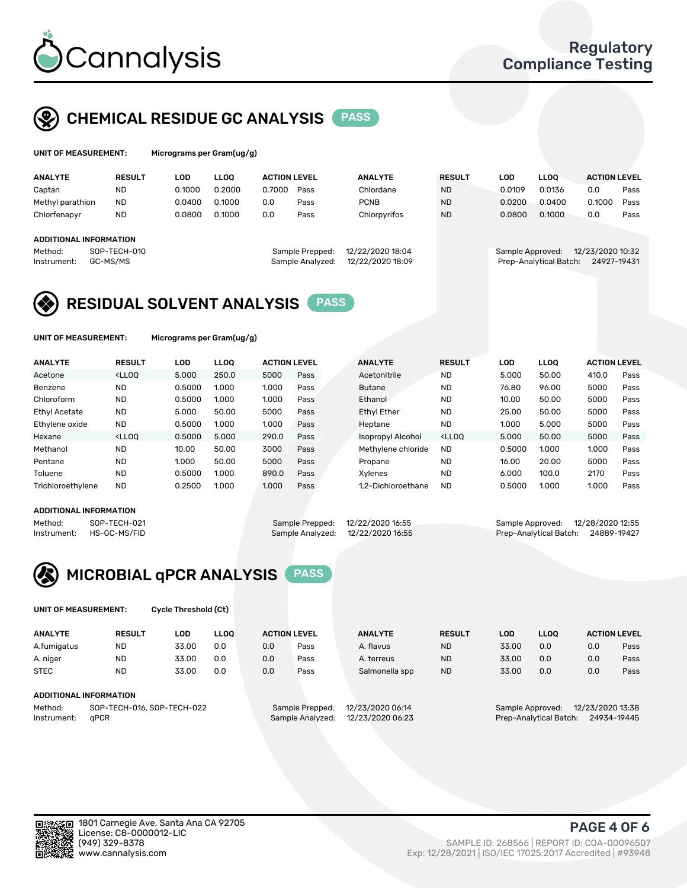# Cannalysis

**Regulatory Compliance Testing**

## CHEMICAL RESIDUE GC ANALYSIS — PASS

**UNIT OF MEASUREMENT:** Micrograms per Gram(ug/g)

| ANALYTE | RESULT | LOD | LLOQ | ACTION LEVEL | | ANALYTE | RESULT | LOD | LLOQ | ACTION LEVEL | |
|---|---|---|---|---|---|---|---|---|---|---|---|
| Captan | ND | 0.1000 | 0.2000 | 0.7000 | Pass | Chlordane | ND | 0.0109 | 0.0136 | 0.0 | Pass |
| Methyl parathion | ND | 0.0400 | 0.1000 | 0.0 | Pass | PCNB | ND | 0.0200 | 0.0400 | 0.1000 | Pass |
| Chlorfenapyr | ND | 0.0800 | 0.1000 | 0.0 | Pass | Chlorpyrifos | ND | 0.0800 | 0.1000 | 0.0 | Pass |

**ADDITIONAL INFORMATION**

Method: SOP-TECH-010
Instrument: GC-MS/MS
Sample Prepped: 12/22/2020 18:04
Sample Analyzed: 12/22/2020 18:09
Sample Approved: 12/23/2020 10:32
Prep-Analytical Batch: 24927-19431

## RESIDUAL SOLVENT ANALYSIS — PASS

**UNIT OF MEASUREMENT:** Micrograms per Gram(ug/g)

| ANALYTE | RESULT | LOD | LLOQ | ACTION LEVEL | | ANALYTE | RESULT | LOD | LLOQ | ACTION LEVEL | |
|---|---|---|---|---|---|---|---|---|---|---|---|
| Acetone | <LLOQ | 5.000 | 250.0 | 5000 | Pass | Acetonitrile | ND | 5.000 | 50.00 | 410.0 | Pass |
| Benzene | ND | 0.5000 | 1.000 | 1.000 | Pass | Butane | ND | 76.80 | 96.00 | 5000 | Pass |
| Chloroform | ND | 0.5000 | 1.000 | 1.000 | Pass | Ethanol | ND | 10.00 | 50.00 | 5000 | Pass |
| Ethyl Acetate | ND | 5.000 | 50.00 | 5000 | Pass | Ethyl Ether | ND | 25.00 | 50.00 | 5000 | Pass |
| Ethylene oxide | ND | 0.5000 | 1.000 | 1.000 | Pass | Heptane | ND | 1.000 | 5.000 | 5000 | Pass |
| Hexane | <LLOQ | 0.5000 | 5.000 | 290.0 | Pass | Isopropyl Alcohol | <LLOQ | 5.000 | 50.00 | 5000 | Pass |
| Methanol | ND | 10.00 | 50.00 | 3000 | Pass | Methylene chloride | ND | 0.5000 | 1.000 | 1.000 | Pass |
| Pentane | ND | 1.000 | 50.00 | 5000 | Pass | Propane | ND | 16.00 | 20.00 | 5000 | Pass |
| Toluene | ND | 0.5000 | 1.000 | 890.0 | Pass | Xylenes | ND | 6.000 | 100.0 | 2170 | Pass |
| Trichloroethylene | ND | 0.2500 | 1.000 | 1.000 | Pass | 1,2-Dichloroethane | ND | 0.5000 | 1.000 | 1.000 | Pass |

**ADDITIONAL INFORMATION**

Method: SOP-TECH-021
Instrument: HS-GC-MS/FID
Sample Prepped: 12/22/2020 16:55
Sample Analyzed: 12/22/2020 16:55
Sample Approved: 12/28/2020 12:55
Prep-Analytical Batch: 24889-19427

## MICROBIAL qPCR ANALYSIS — PASS

**UNIT OF MEASUREMENT:** Cycle Threshold (Ct)

| ANALYTE | RESULT | LOD | LLOQ | ACTION LEVEL | | ANALYTE | RESULT | LOD | LLOQ | ACTION LEVEL | |
|---|---|---|---|---|---|---|---|---|---|---|---|
| A.fumigatus | ND | 33.00 | 0.0 | 0.0 | Pass | A. flavus | ND | 33.00 | 0.0 | 0.0 | Pass |
| A. niger | ND | 33.00 | 0.0 | 0.0 | Pass | A. terreus | ND | 33.00 | 0.0 | 0.0 | Pass |
| STEC | ND | 33.00 | 0.0 | 0.0 | Pass | Salmonella spp | ND | 33.00 | 0.0 | 0.0 | Pass |

**ADDITIONAL INFORMATION**

Method: SOP-TECH-016, SOP-TECH-022
Instrument: qPCR
Sample Prepped: 12/23/2020 06:14
Sample Analyzed: 12/23/2020 06:23
Sample Approved: 12/23/2020 13:38
Prep-Analytical Batch: 24934-19445

1801 Carnegie Ave, Santa Ana CA 92705
License: C8-0000012-LIC
(949) 329-8378
www.cannalysis.com

SAMPLE ID: 268566 | REPORT ID: COA-00096507
Exp: 12/28/2021 | ISO/IEC 17025:2017 Accredited | #93948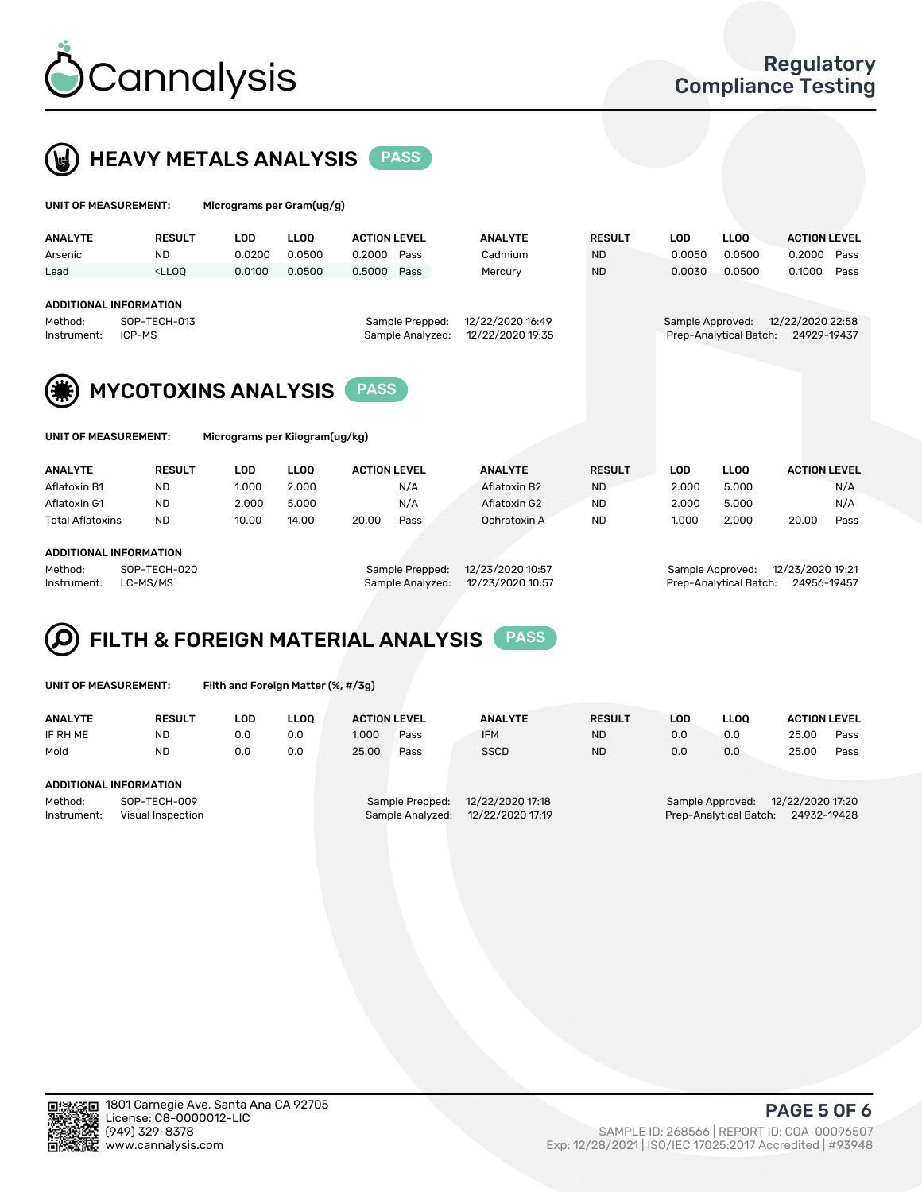Cannalysis

Regulatory Compliance Testing

## HEAVY METALS ANALYSIS PASS

**UNIT OF MEASUREMENT:** Micrograms per Gram(ug/g)

| ANALYTE | RESULT | LOD | LLOQ | ACTION LEVEL | | ANALYTE | RESULT | LOD | LLOQ | ACTION LEVEL | |
|---|---|---|---|---|---|---|---|---|---|---|---|
| Arsenic | ND | 0.0200 | 0.0500 | 0.2000 | Pass | Cadmium | ND | 0.0050 | 0.0500 | 0.2000 | Pass |
| Lead | <LLOQ | 0.0100 | 0.0500 | 0.5000 | Pass | Mercury | ND | 0.0030 | 0.0500 | 0.1000 | Pass |

**ADDITIONAL INFORMATION**

Method: SOP-TECH-013
Instrument: ICP-MS
Sample Prepped: 12/22/2020 16:49
Sample Analyzed: 12/22/2020 19:35
Sample Approved: 12/22/2020 22:58
Prep-Analytical Batch: 24929-19437

## MYCOTOXINS ANALYSIS PASS

**UNIT OF MEASUREMENT:** Micrograms per Kilogram(ug/kg)

| ANALYTE | RESULT | LOD | LLOQ | ACTION LEVEL | | ANALYTE | RESULT | LOD | LLOQ | ACTION LEVEL | |
|---|---|---|---|---|---|---|---|---|---|---|---|
| Aflatoxin B1 | ND | 1.000 | 2.000 | | N/A | Aflatoxin B2 | ND | 2.000 | 5.000 | | N/A |
| Aflatoxin G1 | ND | 2.000 | 5.000 | | N/A | Aflatoxin G2 | ND | 2.000 | 5.000 | | N/A |
| Total Aflatoxins | ND | 10.00 | 14.00 | 20.00 | Pass | Ochratoxin A | ND | 1.000 | 2.000 | 20.00 | Pass |

**ADDITIONAL INFORMATION**

Method: SOP-TECH-020
Instrument: LC-MS/MS
Sample Prepped: 12/23/2020 10:57
Sample Analyzed: 12/23/2020 10:57
Sample Approved: 12/23/2020 19:21
Prep-Analytical Batch: 24956-19457

## FILTH & FOREIGN MATERIAL ANALYSIS PASS

**UNIT OF MEASUREMENT:** Filth and Foreign Matter (%, #/3g)

| ANALYTE | RESULT | LOD | LLOQ | ACTION LEVEL | | ANALYTE | RESULT | LOD | LLOQ | ACTION LEVEL | |
|---|---|---|---|---|---|---|---|---|---|---|---|
| IF RH ME | ND | 0.0 | 0.0 | 1.000 | Pass | IFM | ND | 0.0 | 0.0 | 25.00 | Pass |
| Mold | ND | 0.0 | 0.0 | 25.00 | Pass | SSCD | ND | 0.0 | 0.0 | 25.00 | Pass |

**ADDITIONAL INFORMATION**

Method: SOP-TECH-009
Instrument: Visual Inspection
Sample Prepped: 12/22/2020 17:18
Sample Analyzed: 12/22/2020 17:19
Sample Approved: 12/22/2020 17:20
Prep-Analytical Batch: 24932-19428

1801 Carnegie Ave, Santa Ana CA 92705
License: C8-0000012-LIC
(949) 329-8378
www.cannalysis.com

SAMPLE ID: 268566 | REPORT ID: COA-00096507
Exp: 12/28/2021 | ISO/IEC 17025:2017 Accredited | #93948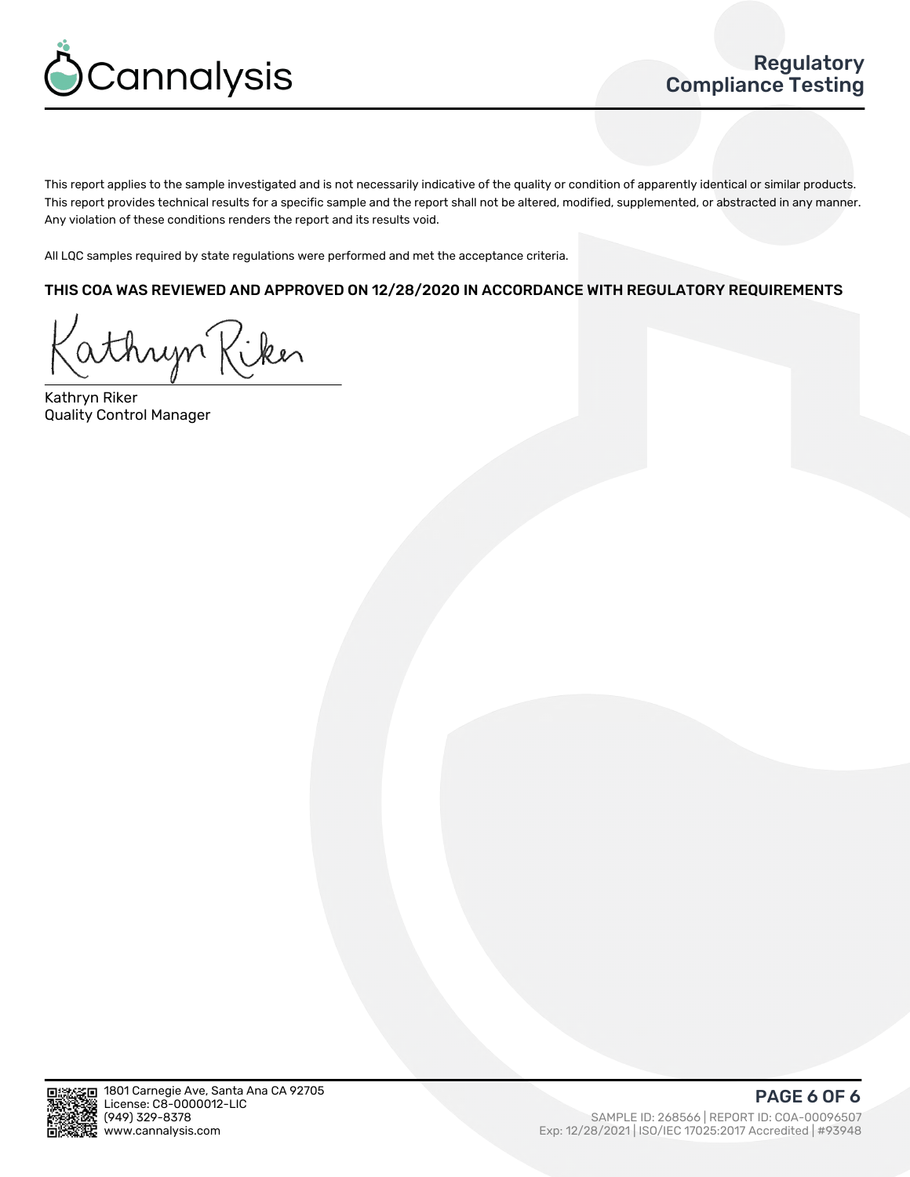This report applies to the sample investigated and is not necessarily indicative of the quality or condition of apparently identical or similar products. This report provides technical results for a specific sample and the report shall not be altered, modified, supplemented, or abstracted in any manner. Any violation of these conditions renders the report and its results void.

All LQC samples required by state regulations were performed and met the acceptance criteria.

**THIS COA WAS REVIEWED AND APPROVED ON 12/28/2020 IN ACCORDANCE WITH REGULATORY REQUIREMENTS**

Kathryn Riker
Quality Control Manager